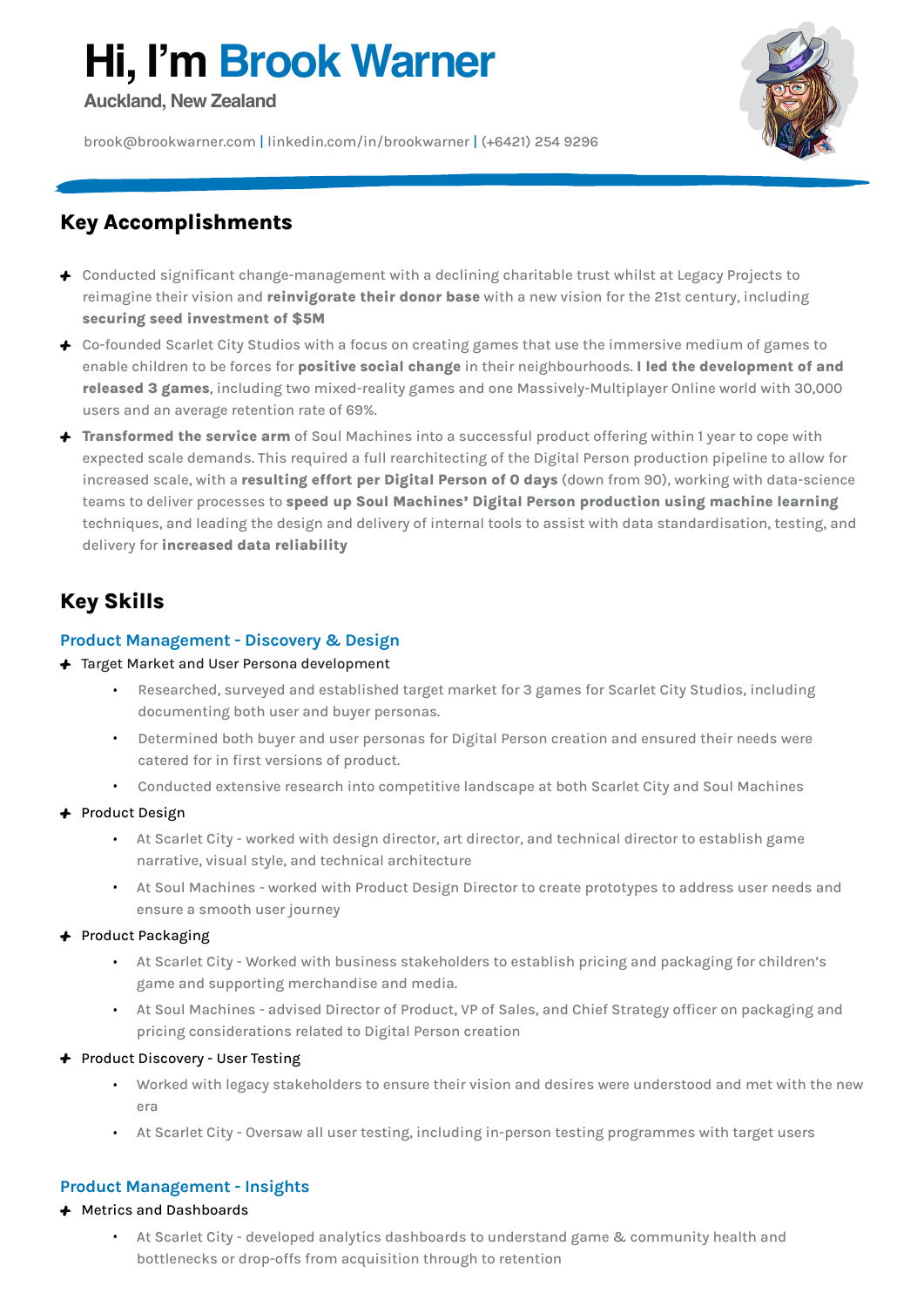# Hi, I'm Brook Warner

**Auckland, New Zealand**

brook@brookwarner.com | linkedin.com/in/brookwarner | (+6421) 254 9296

## Key Accomplishments

- Conducted significant change-management with a declining charitable trust whilst at Legacy Projects to reimagine their vision and **reinvigorate their donor base** with a new vision for the 21st century, including **securing seed investment of $5M**
- Co-founded Scarlet City Studios with a focus on creating games that use the immersive medium of games to enable children to be forces for **positive social change** in their neighbourhoods. **I led the development of and released 3 games**, including two mixed-reality games and one Massively-Multiplayer Online world with 30,000 users and an average retention rate of 69%.
- **Transformed the service arm** of Soul Machines into a successful product offering within 1 year to cope with expected scale demands. This required a full rearchitecting of the Digital Person production pipeline to allow for increased scale, with a **resulting effort per Digital Person of 0 days** (down from 90), working with data-science teams to deliver processes to **speed up Soul Machines' Digital Person production using machine learning** techniques, and leading the design and delivery of internal tools to assist with data standardisation, testing, and delivery for **increased data reliability**

## Key Skills

### Product Management - Discovery & Design

- Target Market and User Persona development
  - Researched, surveyed and established target market for 3 games for Scarlet City Studios, including documenting both user and buyer personas.
  - Determined both buyer and user personas for Digital Person creation and ensured their needs were catered for in first versions of product.
  - Conducted extensive research into competitive landscape at both Scarlet City and Soul Machines
- Product Design
  - At Scarlet City - worked with design director, art director, and technical director to establish game narrative, visual style, and technical architecture
  - At Soul Machines - worked with Product Design Director to create prototypes to address user needs and ensure a smooth user journey
- Product Packaging
  - At Scarlet City - Worked with business stakeholders to establish pricing and packaging for children's game and supporting merchandise and media.
  - At Soul Machines - advised Director of Product, VP of Sales, and Chief Strategy officer on packaging and pricing considerations related to Digital Person creation
- Product Discovery - User Testing
  - Worked with legacy stakeholders to ensure their vision and desires were understood and met with the new era
  - At Scarlet City - Oversaw all user testing, including in-person testing programmes with target users

### Product Management - Insights

- Metrics and Dashboards
  - At Scarlet City - developed analytics dashboards to understand game & community health and bottlenecks or drop-offs from acquisition through to retention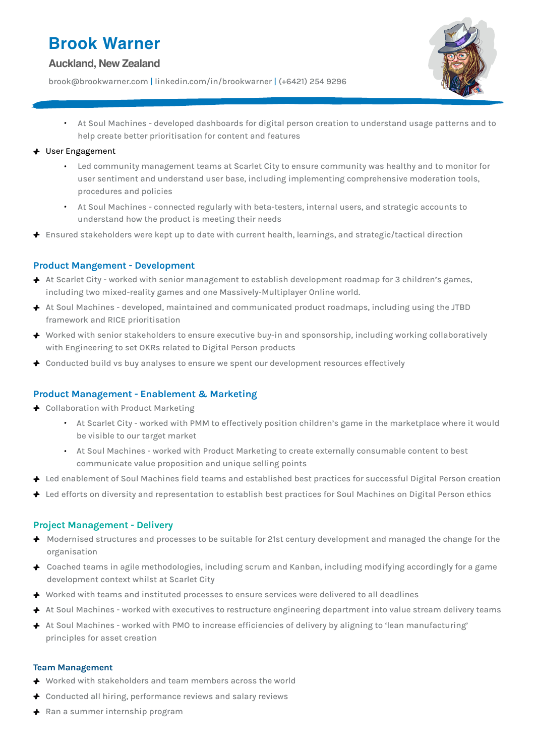# Brook Warner

**Auckland, New Zealand**

brook@brookwarner.com | linkedin.com/in/brookwarner | (+6421) 254 9296

    - At Soul Machines - developed dashboards for digital person creation to understand usage patterns and to help create better prioritisation for content and features
- User Engagement
    - Led community management teams at Scarlet City to ensure community was healthy and to monitor for user sentiment and understand user base, including implementing comprehensive moderation tools, procedures and policies
    - At Soul Machines - connected regularly with beta-testers, internal users, and strategic accounts to understand how the product is meeting their needs
- Ensured stakeholders were kept up to date with current health, learnings, and strategic/tactical direction

### Product Mangement - Development

- At Scarlet City - worked with senior management to establish development roadmap for 3 children's games, including two mixed-reality games and one Massively-Multiplayer Online world.
- At Soul Machines - developed, maintained and communicated product roadmaps, including using the JTBD framework and RICE prioritisation
- Worked with senior stakeholders to ensure executive buy-in and sponsorship, including working collaboratively with Engineering to set OKRs related to Digital Person products
- Conducted build vs buy analyses to ensure we spent our development resources effectively

### Product Management - Enablement & Marketing

- Collaboration with Product Marketing
    - At Scarlet City - worked with PMM to effectively position children's game in the marketplace where it would be visible to our target market
    - At Soul Machines - worked with Product Marketing to create externally consumable content to best communicate value proposition and unique selling points
- Led enablement of Soul Machines field teams and established best practices for successful Digital Person creation
- Led efforts on diversity and representation to establish best practices for Soul Machines on Digital Person ethics

### Project Management - Delivery

- Modernised structures and processes to be suitable for 21st century development and managed the change for the organisation
- Coached teams in agile methodologies, including scrum and Kanban, including modifying accordingly for a game development context whilst at Scarlet City
- Worked with teams and instituted processes to ensure services were delivered to all deadlines
- At Soul Machines - worked with executives to restructure engineering department into value stream delivery teams
- At Soul Machines - worked with PMO to increase efficiencies of delivery by aligning to 'lean manufacturing' principles for asset creation

### Team Management

- Worked with stakeholders and team members across the world
- Conducted all hiring, performance reviews and salary reviews
- Ran a summer internship program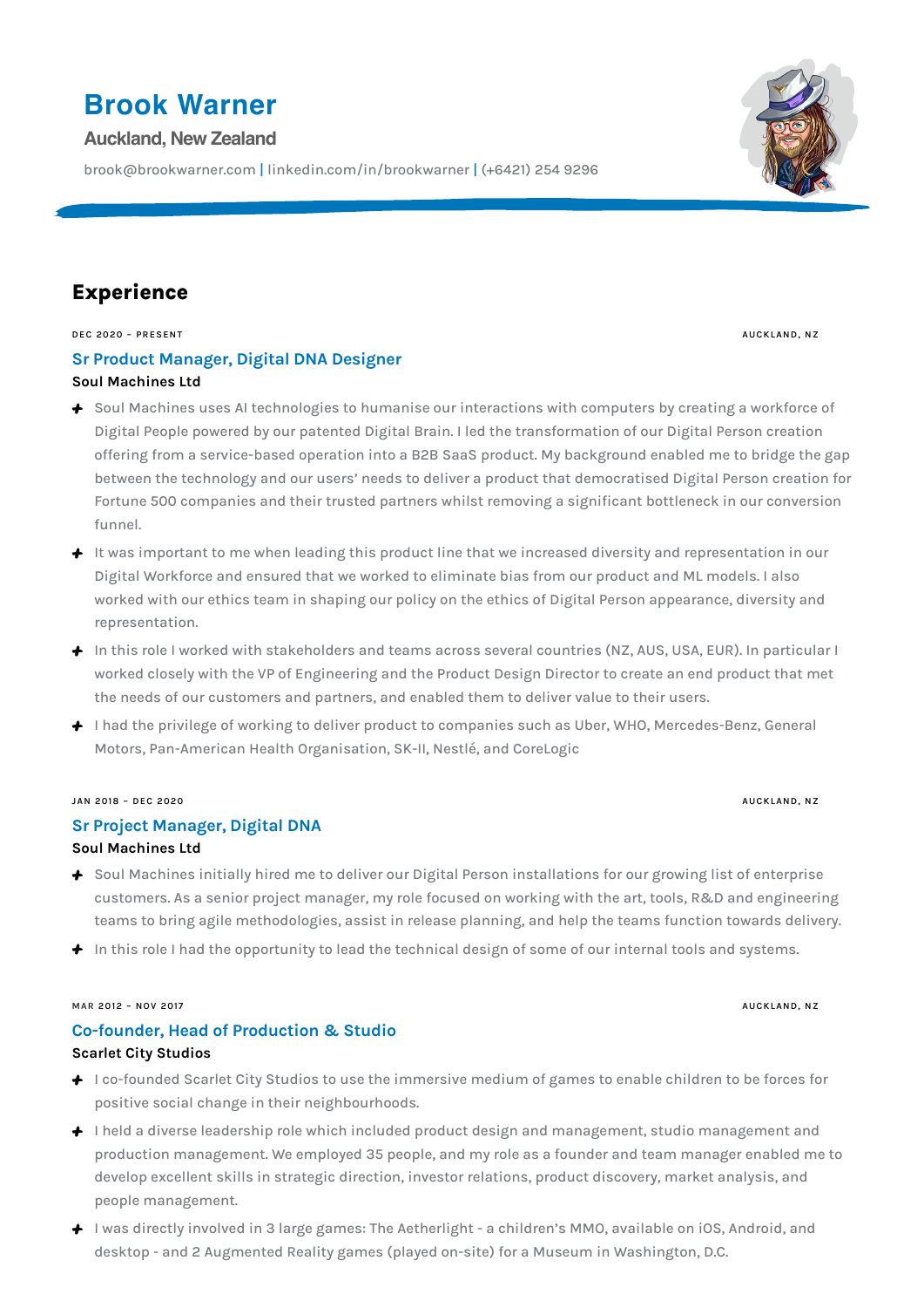# Brook Warner

**Auckland, New Zealand**

brook@brookwarner.com | linkedin.com/in/brookwarner | (+6421) 254 9296

## Experience

DEC 2020 – PRESENT — AUCKLAND, NZ

### Sr Product Manager, Digital DNA Designer

**Soul Machines Ltd**

- Soul Machines uses AI technologies to humanise our interactions with computers by creating a workforce of Digital People powered by our patented Digital Brain. I led the transformation of our Digital Person creation offering from a service-based operation into a B2B SaaS product. My background enabled me to bridge the gap between the technology and our users' needs to deliver a product that democratised Digital Person creation for Fortune 500 companies and their trusted partners whilst removing a significant bottleneck in our conversion funnel.
- It was important to me when leading this product line that we increased diversity and representation in our Digital Workforce and ensured that we worked to eliminate bias from our product and ML models. I also worked with our ethics team in shaping our policy on the ethics of Digital Person appearance, diversity and representation.
- In this role I worked with stakeholders and teams across several countries (NZ, AUS, USA, EUR). In particular I worked closely with the VP of Engineering and the Product Design Director to create an end product that met the needs of our customers and partners, and enabled them to deliver value to their users.
- I had the privilege of working to deliver product to companies such as Uber, WHO, Mercedes-Benz, General Motors, Pan-American Health Organisation, SK-II, Nestlé, and CoreLogic

JAN 2018 – DEC 2020 — AUCKLAND, NZ

### Sr Project Manager, Digital DNA

**Soul Machines Ltd**

- Soul Machines initially hired me to deliver our Digital Person installations for our growing list of enterprise customers. As a senior project manager, my role focused on working with the art, tools, R&D and engineering teams to bring agile methodologies, assist in release planning, and help the teams function towards delivery.
- In this role I had the opportunity to lead the technical design of some of our internal tools and systems.

MAR 2012 – NOV 2017 — AUCKLAND, NZ

### Co-founder, Head of Production & Studio

**Scarlet City Studios**

- I co-founded Scarlet City Studios to use the immersive medium of games to enable children to be forces for positive social change in their neighbourhoods.
- I held a diverse leadership role which included product design and management, studio management and production management. We employed 35 people, and my role as a founder and team manager enabled me to develop excellent skills in strategic direction, investor relations, product discovery, market analysis, and people management.
- I was directly involved in 3 large games: The Aetherlight - a children's MMO, available on iOS, Android, and desktop - and 2 Augmented Reality games (played on-site) for a Museum in Washington, D.C.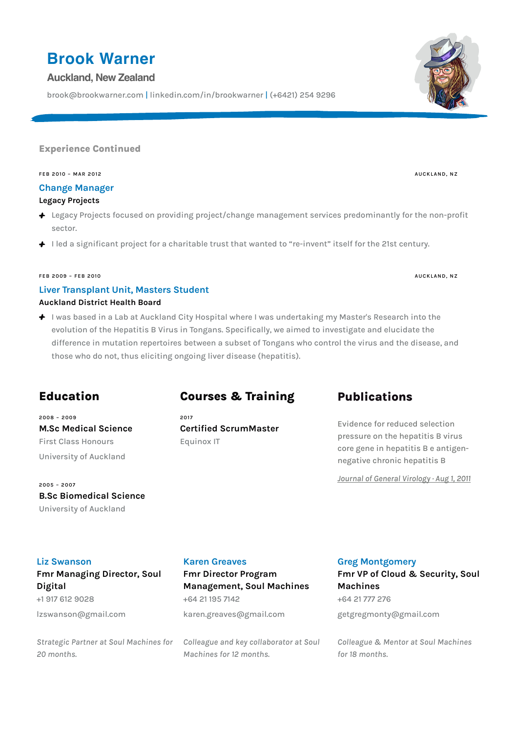# Brook Warner

**Auckland, New Zealand**

brook@brookwarner.com | linkedin.com/in/brookwarner | (+6421) 254 9296

## Experience Continued

FEB 2010 - MAR 2012 — AUCKLAND, NZ

### Change Manager

**Legacy Projects**

- Legacy Projects focused on providing project/change management services predominantly for the non-profit sector.
- I led a significant project for a charitable trust that wanted to “re-invent” itself for the 21st century.

FEB 2009 - FEB 2010 — AUCKLAND, NZ

### Liver Transplant Unit, Masters Student

**Auckland District Health Board**

- I was based in a Lab at Auckland City Hospital where I was undertaking my Master's Research into the evolution of the Hepatitis B Virus in Tongans. Specifically, we aimed to investigate and elucidate the difference in mutation repertoires between a subset of Tongans who control the virus and the disease, and those who do not, thus eliciting ongoing liver disease (hepatitis).

## Education

2008 - 2009

**M.Sc Medical Science**

First Class Honours

University of Auckland

2005 - 2007

**B.Sc Biomedical Science**

University of Auckland

## Courses & Training

2017

**Certified ScrumMaster**

Equinox IT

## Publications

Evidence for reduced selection pressure on the hepatitis B virus core gene in hepatitis B e antigen-negative chronic hepatitis B

*Journal of General Virology · Aug 1, 2011*

---

**Liz Swanson**

**Fmr Managing Director, Soul Digital**

+1 917 612 9028

lzswanson@gmail.com

*Strategic Partner at Soul Machines for 20 months.*

**Karen Greaves**

**Fmr Director Program Management, Soul Machines**

+64 21 195 7142

karen.greaves@gmail.com

*Colleague and key collaborator at Soul Machines for 12 months.*

**Greg Montgomery**

**Fmr VP of Cloud & Security, Soul Machines**

+64 21 777 276

getgregmonty@gmail.com

*Colleague & Mentor at Soul Machines for 18 months.*